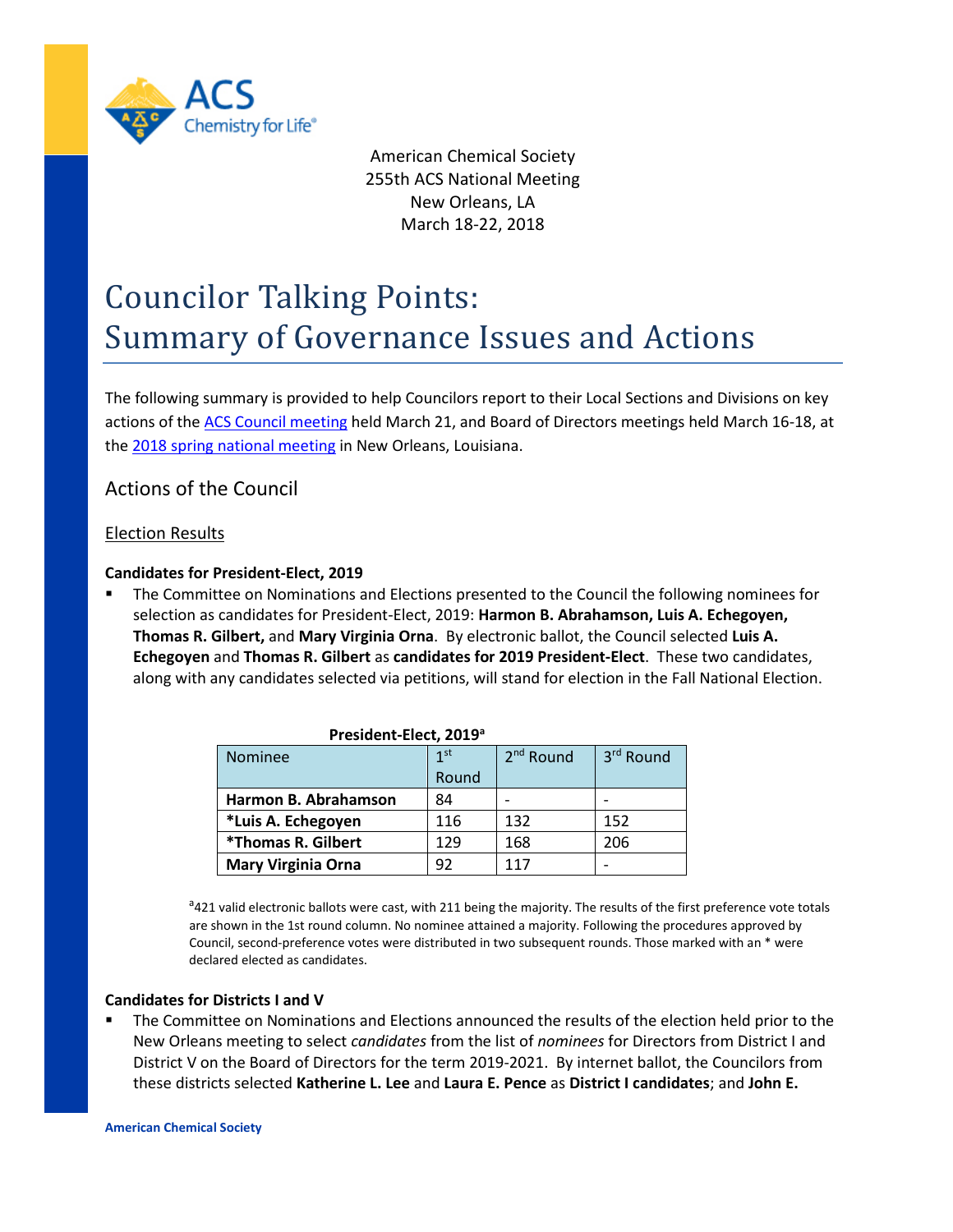American Chemical Society
255th ACS National Meeting
New Orleans, LA
March 18-22, 2018

# Councilor Talking Points: Summary of Governance Issues and Actions

The following summary is provided to help Councilors report to their Local Sections and Divisions on key actions of the ACS Council meeting held March 21, and Board of Directors meetings held March 16-18, at the 2018 spring national meeting in New Orleans, Louisiana.

## Actions of the Council

### Election Results

**Candidates for President-Elect, 2019**

- The Committee on Nominations and Elections presented to the Council the following nominees for selection as candidates for President-Elect, 2019: **Harmon B. Abrahamson, Luis A. Echegoyen, Thomas R. Gilbert,** and **Mary Virginia Orna**. By electronic ballot, the Council selected **Luis A. Echegoyen** and **Thomas R. Gilbert** as **candidates for 2019 President-Elect**. These two candidates, along with any candidates selected via petitions, will stand for election in the Fall National Election.

**President-Elect, 2019[a]**

| Nominee | 1st Round | 2nd Round | 3rd Round |
|---|---|---|---|
| **Harmon B. Abrahamson** | 84 | - | - |
| ***Luis A. Echegoyen** | 116 | 132 | 152 |
| ***Thomas R. Gilbert** | 129 | 168 | 206 |
| **Mary Virginia Orna** | 92 | 117 | - |

[a]421 valid electronic ballots were cast, with 211 being the majority. The results of the first preference vote totals are shown in the 1st round column. No nominee attained a majority. Following the procedures approved by Council, second-preference votes were distributed in two subsequent rounds. Those marked with an * were declared elected as candidates.

**Candidates for Districts I and V**

- The Committee on Nominations and Elections announced the results of the election held prior to the New Orleans meeting to select *candidates* from the list of *nominees* for Directors from District I and District V on the Board of Directors for the term 2019-2021. By internet ballot, the Councilors from these districts selected **Katherine L. Lee** and **Laura E. Pence** as **District I candidates**; and **John E.**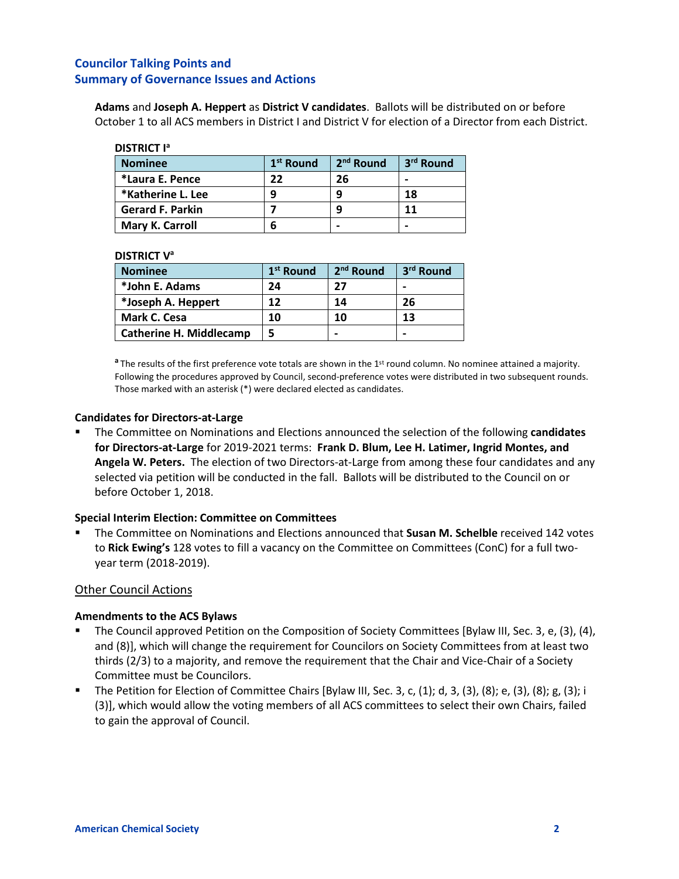## Councilor Talking Points and Summary of Governance Issues and Actions

**Adams** and **Joseph A. Heppert** as **District V candidates**. Ballots will be distributed on or before October 1 to all ACS members in District I and District V for election of a Director from each District.

**DISTRICT I**[a]

| Nominee | 1st Round | 2nd Round | 3rd Round |
|---|---|---|---|
| *Laura E. Pence | 22 | 26 | - |
| *Katherine L. Lee | 9 | 9 | 18 |
| Gerard F. Parkin | 7 | 9 | 11 |
| Mary K. Carroll | 6 | - | - |

**DISTRICT V**[a]

| Nominee | 1st Round | 2nd Round | 3rd Round |
|---|---|---|---|
| *John E. Adams | 24 | 27 | - |
| *Joseph A. Heppert | 12 | 14 | 26 |
| Mark C. Cesa | 10 | 10 | 13 |
| Catherine H. Middlecamp | 5 | - | - |

[a] The results of the first preference vote totals are shown in the 1st round column. No nominee attained a majority. Following the procedures approved by Council, second-preference votes were distributed in two subsequent rounds. Those marked with an asterisk (*) were declared elected as candidates.

**Candidates for Directors-at-Large**

- The Committee on Nominations and Elections announced the selection of the following **candidates for Directors-at-Large** for 2019-2021 terms: **Frank D. Blum, Lee H. Latimer, Ingrid Montes, and Angela W. Peters.** The election of two Directors-at-Large from among these four candidates and any selected via petition will be conducted in the fall. Ballots will be distributed to the Council on or before October 1, 2018.

**Special Interim Election: Committee on Committees**

- The Committee on Nominations and Elections announced that **Susan M. Schelble** received 142 votes to **Rick Ewing's** 128 votes to fill a vacancy on the Committee on Committees (ConC) for a full two-year term (2018-2019).

### Other Council Actions

**Amendments to the ACS Bylaws**

- The Council approved Petition on the Composition of Society Committees [Bylaw III, Sec. 3, e, (3), (4), and (8)], which will change the requirement for Councilors on Society Committees from at least two thirds (2/3) to a majority, and remove the requirement that the Chair and Vice-Chair of a Society Committee must be Councilors.
- The Petition for Election of Committee Chairs [Bylaw III, Sec. 3, c, (1); d, 3, (3), (8); e, (3), (8); g, (3); i (3)], which would allow the voting members of all ACS committees to select their own Chairs, failed to gain the approval of Council.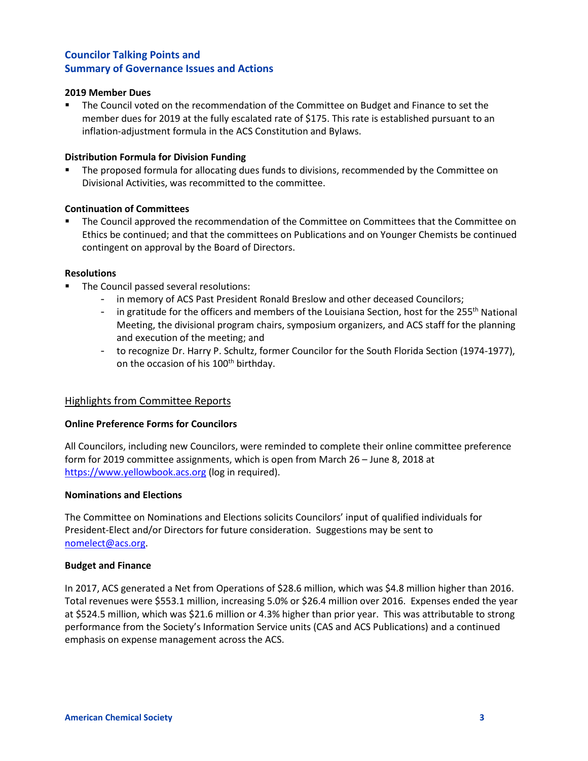## Councilor Talking Points and Summary of Governance Issues and Actions

**2019 Member Dues**

- The Council voted on the recommendation of the Committee on Budget and Finance to set the member dues for 2019 at the fully escalated rate of $175. This rate is established pursuant to an inflation-adjustment formula in the ACS Constitution and Bylaws.

**Distribution Formula for Division Funding**

- The proposed formula for allocating dues funds to divisions, recommended by the Committee on Divisional Activities, was recommitted to the committee.

**Continuation of Committees**

- The Council approved the recommendation of the Committee on Committees that the Committee on Ethics be continued; and that the committees on Publications and on Younger Chemists be continued contingent on approval by the Board of Directors.

**Resolutions**

- The Council passed several resolutions:
  - in memory of ACS Past President Ronald Breslow and other deceased Councilors;
  - in gratitude for the officers and members of the Louisiana Section, host for the 255th National Meeting, the divisional program chairs, symposium organizers, and ACS staff for the planning and execution of the meeting; and
  - to recognize Dr. Harry P. Schultz, former Councilor for the South Florida Section (1974-1977), on the occasion of his 100th birthday.

### Highlights from Committee Reports

**Online Preference Forms for Councilors**

All Councilors, including new Councilors, were reminded to complete their online committee preference form for 2019 committee assignments, which is open from March 26 – June 8, 2018 at https://www.yellowbook.acs.org (log in required).

**Nominations and Elections**

The Committee on Nominations and Elections solicits Councilors' input of qualified individuals for President-Elect and/or Directors for future consideration. Suggestions may be sent to nomelect@acs.org.

**Budget and Finance**

In 2017, ACS generated a Net from Operations of $28.6 million, which was $4.8 million higher than 2016. Total revenues were $553.1 million, increasing 5.0% or $26.4 million over 2016. Expenses ended the year at $524.5 million, which was $21.6 million or 4.3% higher than prior year. This was attributable to strong performance from the Society's Information Service units (CAS and ACS Publications) and a continued emphasis on expense management across the ACS.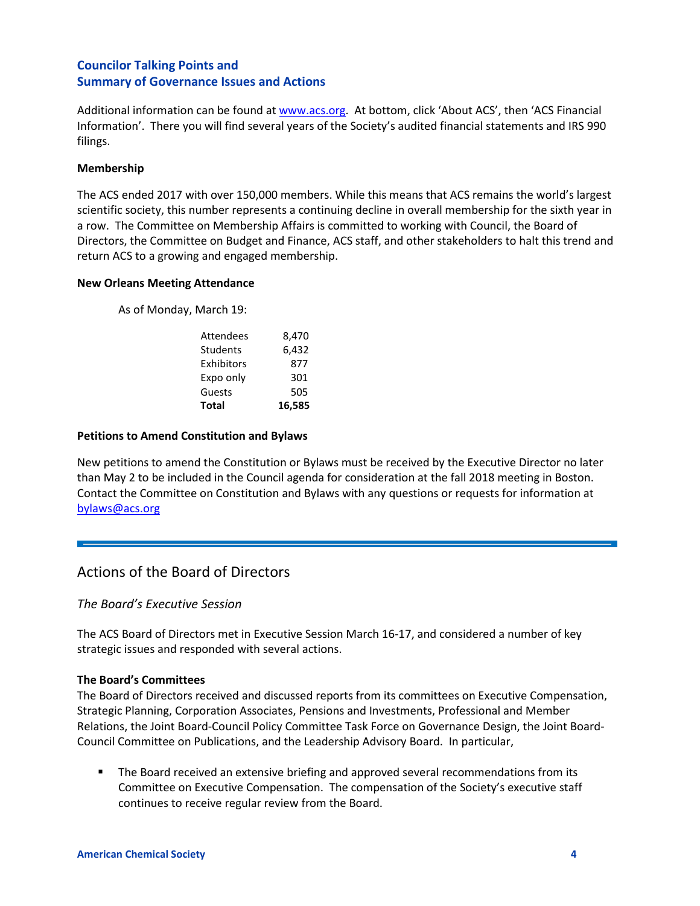## Councilor Talking Points and Summary of Governance Issues and Actions

Additional information can be found at www.acs.org. At bottom, click 'About ACS', then 'ACS Financial Information'. There you will find several years of the Society's audited financial statements and IRS 990 filings.

**Membership**

The ACS ended 2017 with over 150,000 members. While this means that ACS remains the world's largest scientific society, this number represents a continuing decline in overall membership for the sixth year in a row. The Committee on Membership Affairs is committed to working with Council, the Board of Directors, the Committee on Budget and Finance, ACS staff, and other stakeholders to halt this trend and return ACS to a growing and engaged membership.

**New Orleans Meeting Attendance**

As of Monday, March 19:

| | |
|---|---:|
| Attendees | 8,470 |
| Students | 6,432 |
| Exhibitors | 877 |
| Expo only | 301 |
| Guests | 505 |
| **Total** | **16,585** |

**Petitions to Amend Constitution and Bylaws**

New petitions to amend the Constitution or Bylaws must be received by the Executive Director no later than May 2 to be included in the Council agenda for consideration at the fall 2018 meeting in Boston. Contact the Committee on Constitution and Bylaws with any questions or requests for information at bylaws@acs.org

---

## Actions of the Board of Directors

### *The Board's Executive Session*

The ACS Board of Directors met in Executive Session March 16-17, and considered a number of key strategic issues and responded with several actions.

**The Board's Committees**

The Board of Directors received and discussed reports from its committees on Executive Compensation, Strategic Planning, Corporation Associates, Pensions and Investments, Professional and Member Relations, the Joint Board-Council Policy Committee Task Force on Governance Design, the Joint Board-Council Committee on Publications, and the Leadership Advisory Board. In particular,

- The Board received an extensive briefing and approved several recommendations from its Committee on Executive Compensation. The compensation of the Society's executive staff continues to receive regular review from the Board.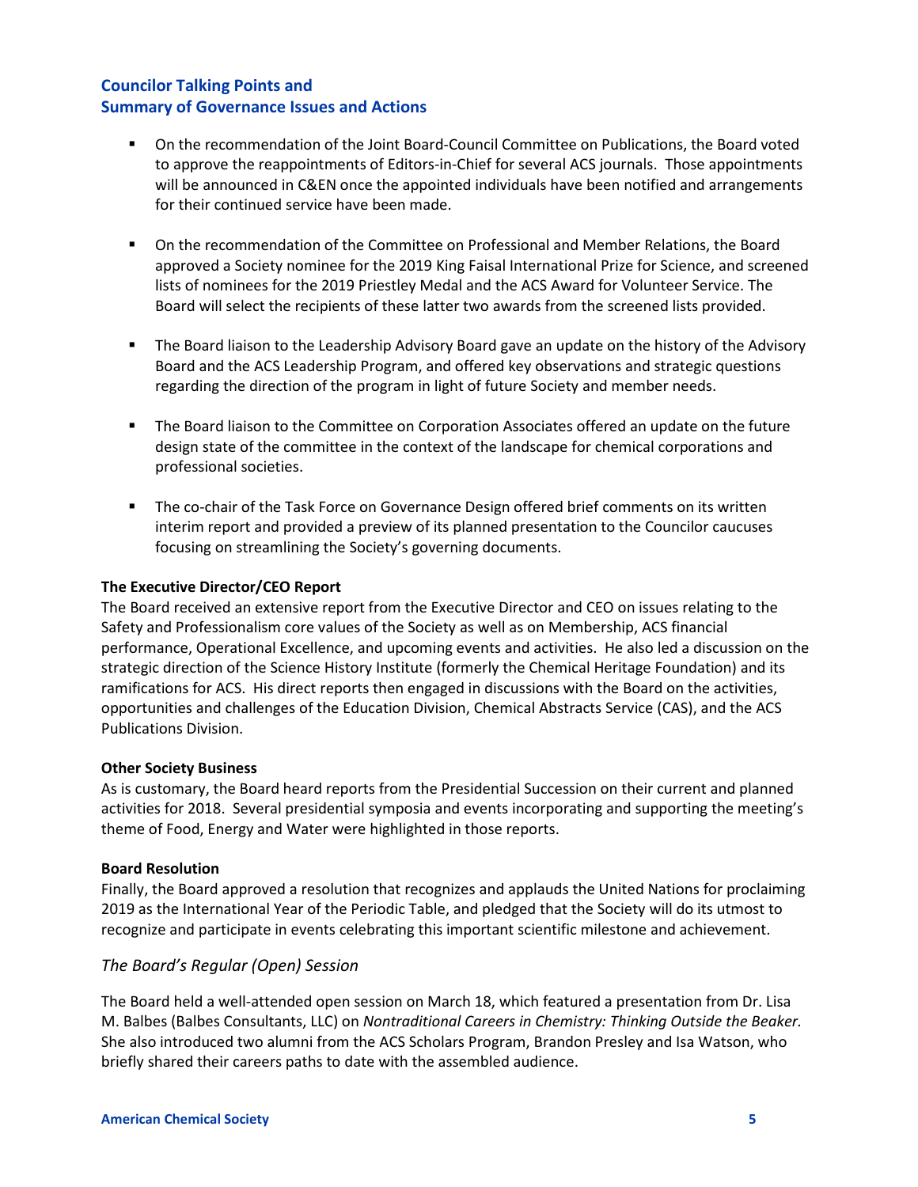## Councilor Talking Points and Summary of Governance Issues and Actions

- On the recommendation of the Joint Board-Council Committee on Publications, the Board voted to approve the reappointments of Editors-in-Chief for several ACS journals. Those appointments will be announced in C&EN once the appointed individuals have been notified and arrangements for their continued service have been made.

- On the recommendation of the Committee on Professional and Member Relations, the Board approved a Society nominee for the 2019 King Faisal International Prize for Science, and screened lists of nominees for the 2019 Priestley Medal and the ACS Award for Volunteer Service. The Board will select the recipients of these latter two awards from the screened lists provided.

- The Board liaison to the Leadership Advisory Board gave an update on the history of the Advisory Board and the ACS Leadership Program, and offered key observations and strategic questions regarding the direction of the program in light of future Society and member needs.

- The Board liaison to the Committee on Corporation Associates offered an update on the future design state of the committee in the context of the landscape for chemical corporations and professional societies.

- The co-chair of the Task Force on Governance Design offered brief comments on its written interim report and provided a preview of its planned presentation to the Councilor caucuses focusing on streamlining the Society's governing documents.

**The Executive Director/CEO Report**

The Board received an extensive report from the Executive Director and CEO on issues relating to the Safety and Professionalism core values of the Society as well as on Membership, ACS financial performance, Operational Excellence, and upcoming events and activities. He also led a discussion on the strategic direction of the Science History Institute (formerly the Chemical Heritage Foundation) and its ramifications for ACS. His direct reports then engaged in discussions with the Board on the activities, opportunities and challenges of the Education Division, Chemical Abstracts Service (CAS), and the ACS Publications Division.

**Other Society Business**

As is customary, the Board heard reports from the Presidential Succession on their current and planned activities for 2018. Several presidential symposia and events incorporating and supporting the meeting's theme of Food, Energy and Water were highlighted in those reports.

**Board Resolution**

Finally, the Board approved a resolution that recognizes and applauds the United Nations for proclaiming 2019 as the International Year of the Periodic Table, and pledged that the Society will do its utmost to recognize and participate in events celebrating this important scientific milestone and achievement.

### *The Board's Regular (Open) Session*

The Board held a well-attended open session on March 18, which featured a presentation from Dr. Lisa M. Balbes (Balbes Consultants, LLC) on *Nontraditional Careers in Chemistry: Thinking Outside the Beaker.* She also introduced two alumni from the ACS Scholars Program, Brandon Presley and Isa Watson, who briefly shared their careers paths to date with the assembled audience.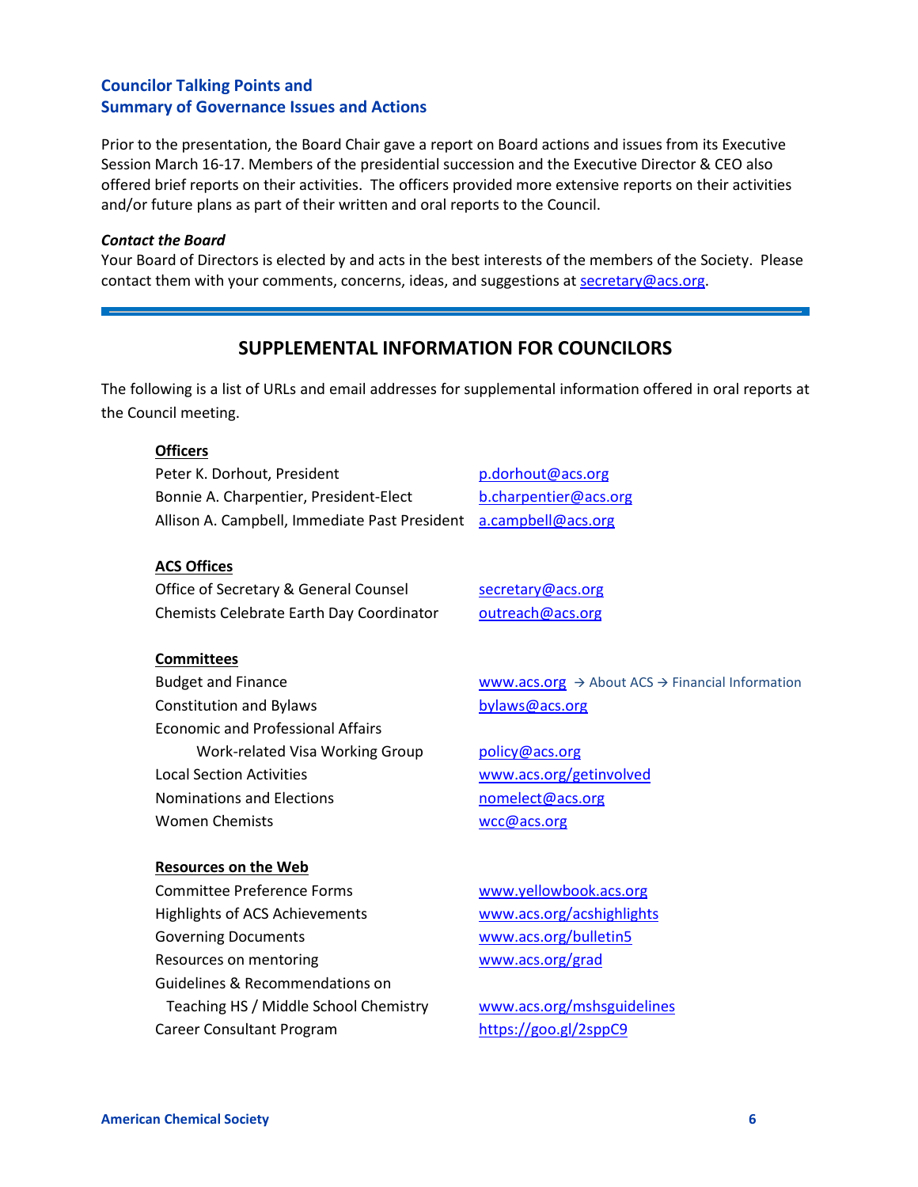## Councilor Talking Points and Summary of Governance Issues and Actions

Prior to the presentation, the Board Chair gave a report on Board actions and issues from its Executive Session March 16-17. Members of the presidential succession and the Executive Director & CEO also offered brief reports on their activities. The officers provided more extensive reports on their activities and/or future plans as part of their written and oral reports to the Council.

***Contact the Board***

Your Board of Directors is elected by and acts in the best interests of the members of the Society. Please contact them with your comments, concerns, ideas, and suggestions at secretary@acs.org.

---

## SUPPLEMENTAL INFORMATION FOR COUNCILORS

The following is a list of URLs and email addresses for supplemental information offered in oral reports at the Council meeting.

**Officers**

| | |
|---|---|
| Peter K. Dorhout, President | p.dorhout@acs.org |
| Bonnie A. Charpentier, President-Elect | b.charpentier@acs.org |
| Allison A. Campbell, Immediate Past President | a.campbell@acs.org |

**ACS Offices**

| | |
|---|---|
| Office of Secretary & General Counsel | secretary@acs.org |
| Chemists Celebrate Earth Day Coordinator | outreach@acs.org |

**Committees**

| | |
|---|---|
| Budget and Finance | www.acs.org → About ACS → Financial Information |
| Constitution and Bylaws | bylaws@acs.org |
| Economic and Professional Affairs | |
| Work-related Visa Working Group | policy@acs.org |
| Local Section Activities | www.acs.org/getinvolved |
| Nominations and Elections | nomelect@acs.org |
| Women Chemists | wcc@acs.org |

**Resources on the Web**

| | |
|---|---|
| Committee Preference Forms | www.yellowbook.acs.org |
| Highlights of ACS Achievements | www.acs.org/acshighlights |
| Governing Documents | www.acs.org/bulletin5 |
| Resources on mentoring | www.acs.org/grad |
| Guidelines & Recommendations on Teaching HS / Middle School Chemistry | www.acs.org/mshsguidelines |
| Career Consultant Program | https://goo.gl/2sppC9 |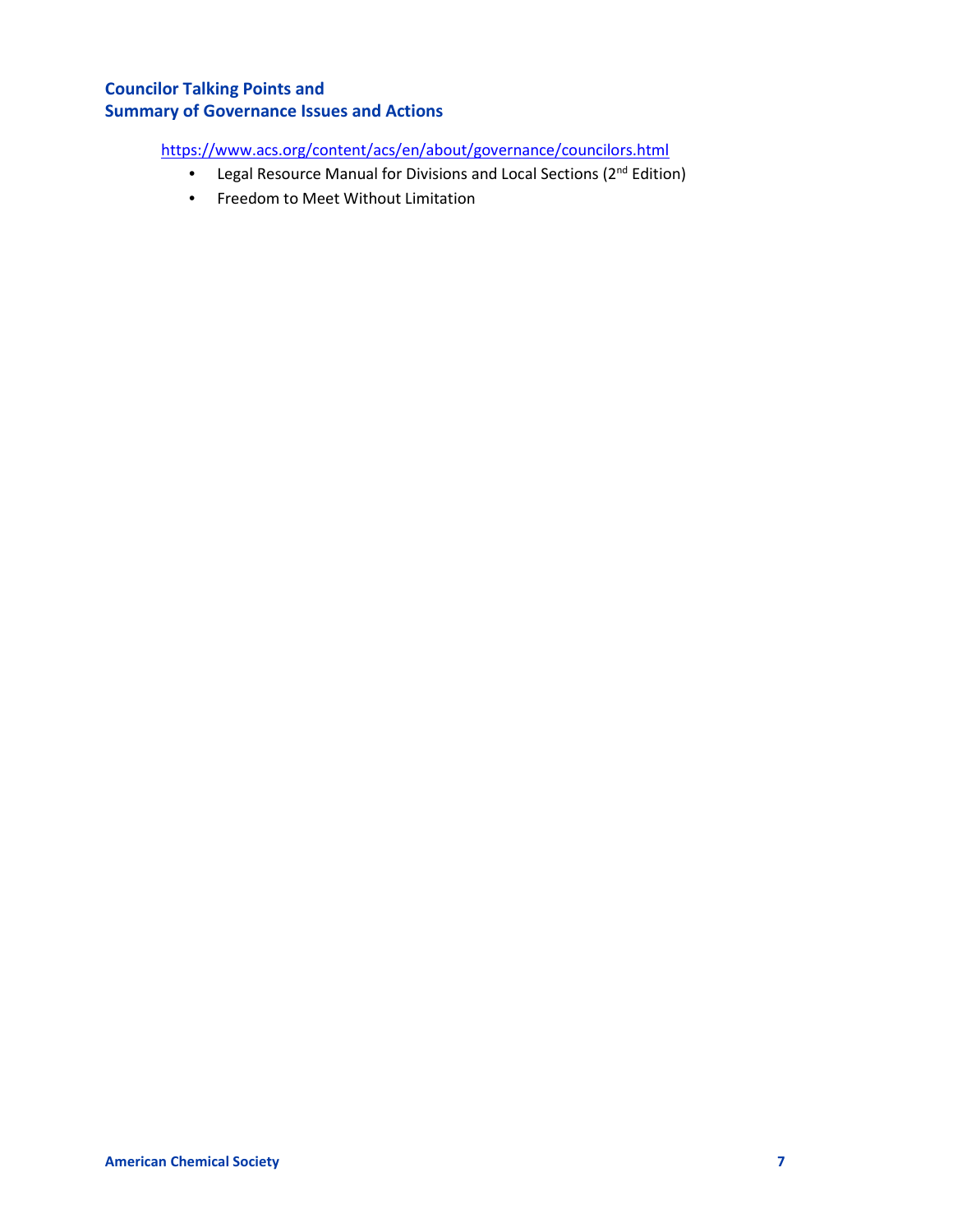https://www.acs.org/content/acs/en/about/governance/councilors.html

- Legal Resource Manual for Divisions and Local Sections (2nd Edition)
- Freedom to Meet Without Limitation